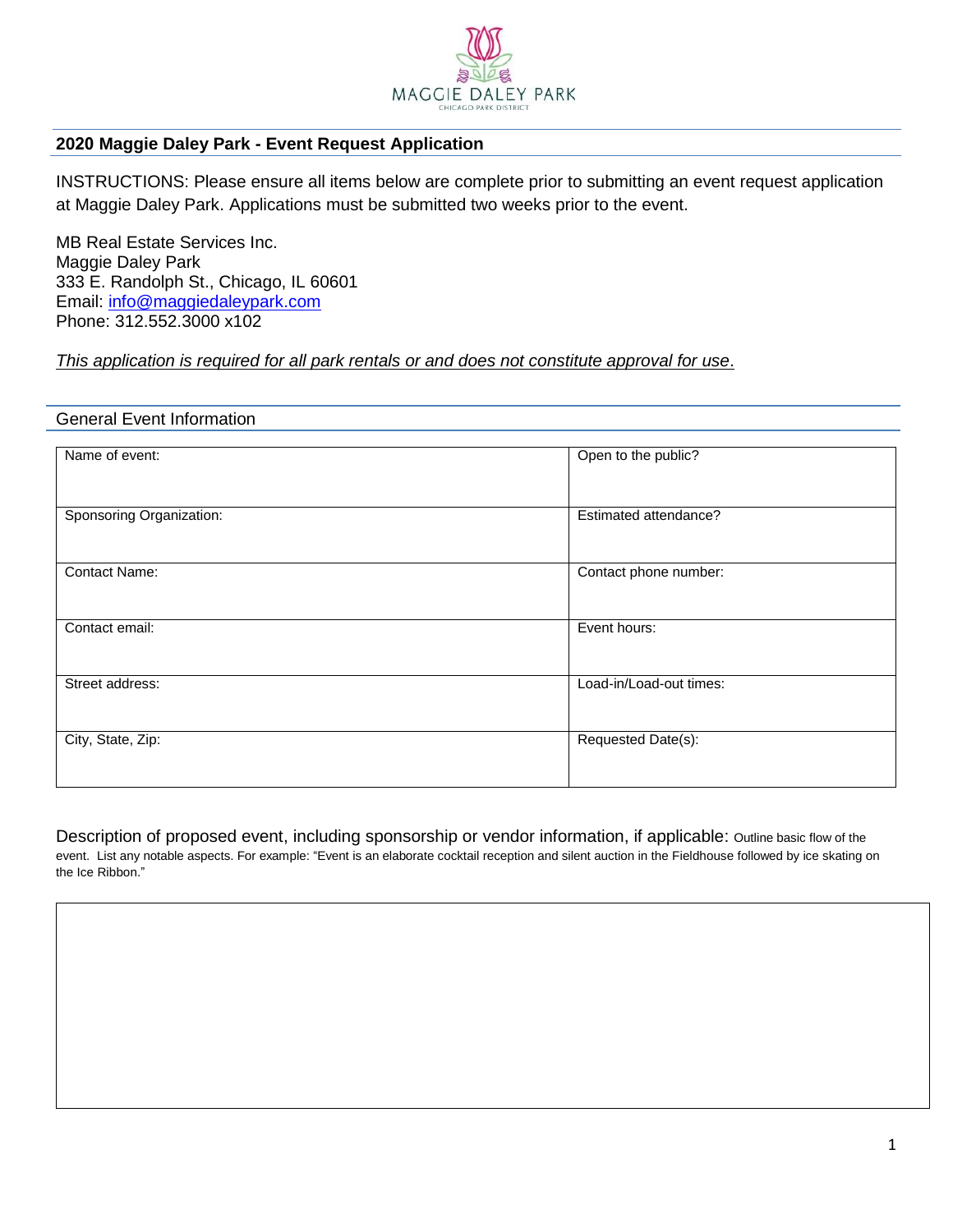MAGGIE DALEY PARK
CHICAGO PARK DISTRICT

## 2020 Maggie Daley Park - Event Request Application

INSTRUCTIONS: Please ensure all items below are complete prior to submitting an event request application at Maggie Daley Park. Applications must be submitted two weeks prior to the event.

MB Real Estate Services Inc.
Maggie Daley Park
333 E. Randolph St., Chicago, IL 60601
Email: info@maggiedaleypark.com
Phone: 312.552.3000 x102

*This application is required for all park rentals or and does not constitute approval for use.*

### General Event Information

| Name of event: | Open to the public? |
|---|---|
| Sponsoring Organization: | Estimated attendance? |
| Contact Name: | Contact phone number: |
| Contact email: | Event hours: |
| Street address: | Load-in/Load-out times: |
| City, State, Zip: | Requested Date(s): |

Description of proposed event, including sponsorship or vendor information, if applicable: Outline basic flow of the event. List any notable aspects. For example: "Event is an elaborate cocktail reception and silent auction in the Fieldhouse followed by ice skating on the Ice Ribbon."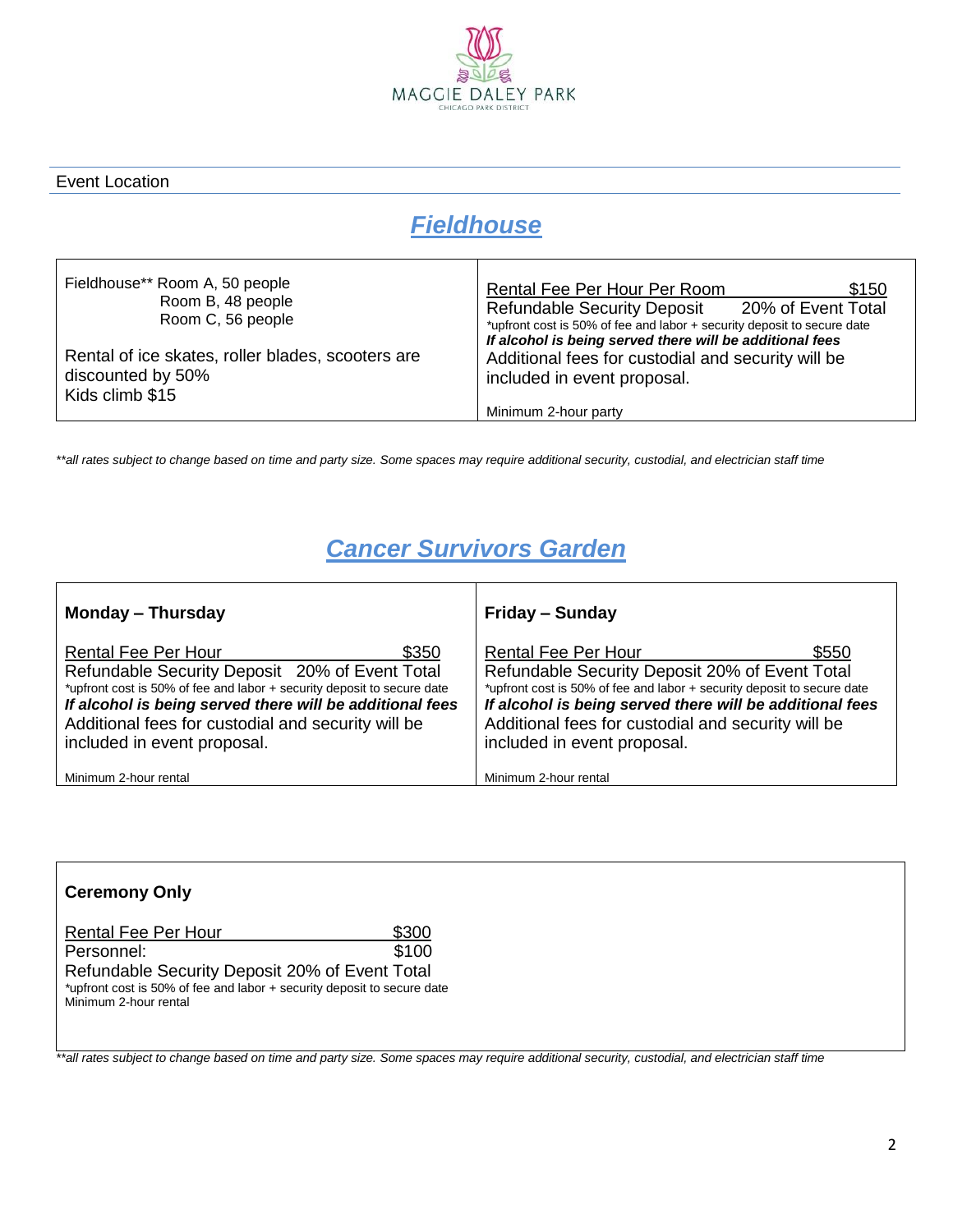Event Location

## *Fieldhouse*

| | |
|---|---|
| Fieldhouse** Room A, 50 people<br>Room B, 48 people<br>Room C, 56 people<br><br>Rental of ice skates, roller blades, scooters are discounted by 50%<br>Kids climb $15 | Rental Fee Per Hour Per Room $150<br>Refundable Security Deposit 20% of Event Total<br>*upfront cost is 50% of fee and labor + security deposit to secure date<br>***If alcohol is being served there will be additional fees***<br>Additional fees for custodial and security will be included in event proposal.<br><br>Minimum 2-hour party |

*\*\*all rates subject to change based on time and party size. Some spaces may require additional security, custodial, and electrician staff time*

## *Cancer Survivors Garden*

| **Monday – Thursday** | **Friday – Sunday** |
|---|---|
| Rental Fee Per Hour $350<br>Refundable Security Deposit 20% of Event Total<br>*upfront cost is 50% of fee and labor + security deposit to secure date<br>***If alcohol is being served there will be additional fees***<br>Additional fees for custodial and security will be included in event proposal.<br><br>Minimum 2-hour rental | Rental Fee Per Hour $550<br>Refundable Security Deposit 20% of Event Total<br>*upfront cost is 50% of fee and labor + security deposit to secure date<br>***If alcohol is being served there will be additional fees***<br>Additional fees for custodial and security will be included in event proposal.<br><br>Minimum 2-hour rental |

| **Ceremony Only** |
|---|
| Rental Fee Per Hour $300<br>Personnel: $100<br>Refundable Security Deposit 20% of Event Total<br>*upfront cost is 50% of fee and labor + security deposit to secure date<br>Minimum 2-hour rental |

*\*\*all rates subject to change based on time and party size. Some spaces may require additional security, custodial, and electrician staff time*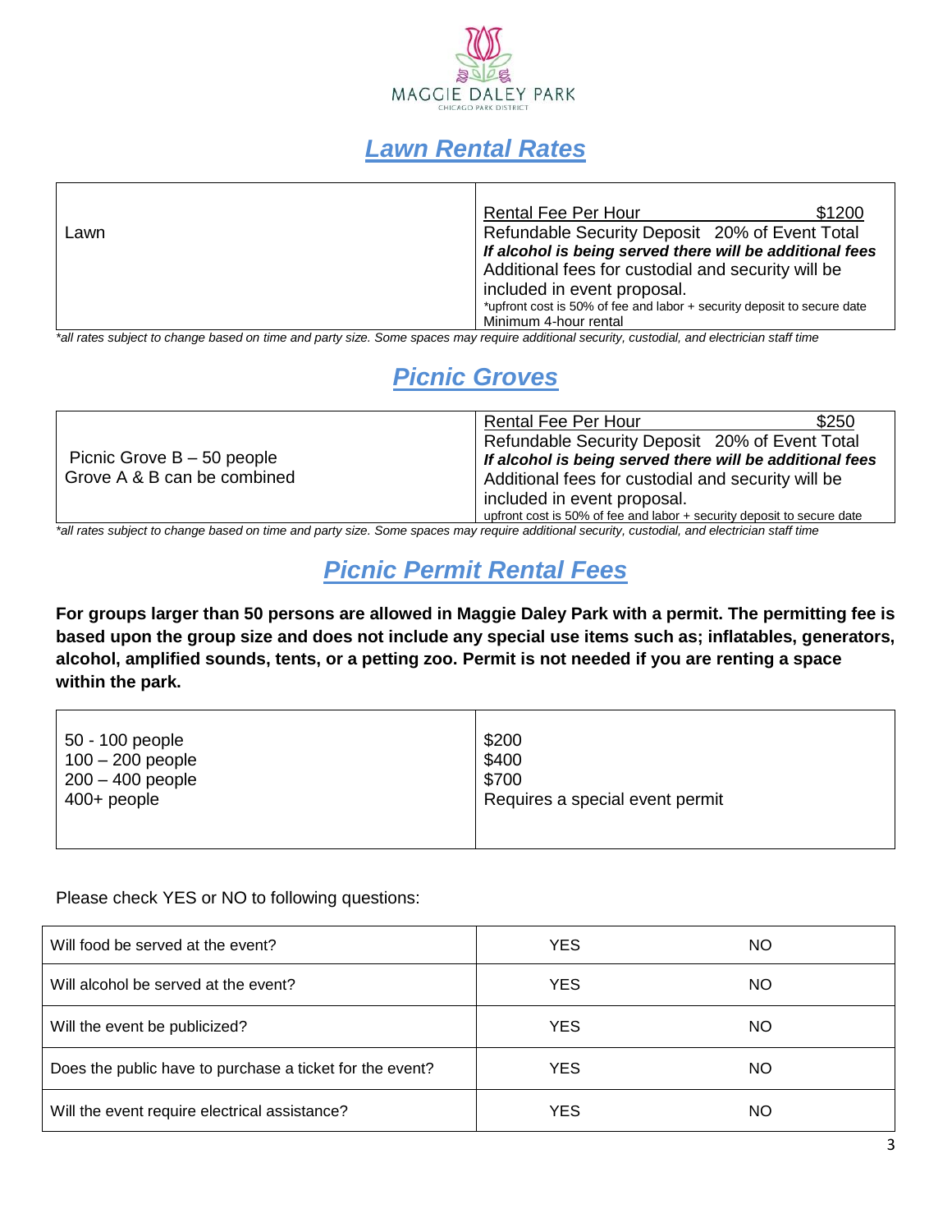MAGGIE DALEY PARK
CHICAGO PARK DISTRICT

## *Lawn Rental Rates*

| | |
|---|---|
| Lawn | Rental Fee Per Hour $1200<br>Refundable Security Deposit 20% of Event Total<br>***If alcohol is being served there will be additional fees***<br>Additional fees for custodial and security will be included in event proposal.<br>*upfront cost is 50% of fee and labor + security deposit to secure date<br>Minimum 4-hour rental |

*\*all rates subject to change based on time and party size. Some spaces may require additional security, custodial, and electrician staff time*

## *Picnic Groves*

| | |
|---|---|
| Picnic Grove B – 50 people<br>Grove A & B can be combined | Rental Fee Per Hour $250<br>Refundable Security Deposit 20% of Event Total<br>***If alcohol is being served there will be additional fees***<br>Additional fees for custodial and security will be included in event proposal.<br>upfront cost is 50% of fee and labor + security deposit to secure date |

*\*all rates subject to change based on time and party size. Some spaces may require additional security, custodial, and electrician staff time*

## *Picnic Permit Rental Fees*

**For groups larger than 50 persons are allowed in Maggie Daley Park with a permit. The permitting fee is based upon the group size and does not include any special use items such as; inflatables, generators, alcohol, amplified sounds, tents, or a petting zoo. Permit is not needed if you are renting a space within the park.**

| | |
|---|---|
| 50 - 100 people | $200 |
| 100 – 200 people | $400 |
| 200 – 400 people | $700 |
| 400+ people | Requires a special event permit |

Please check YES or NO to following questions:

| | | |
|---|---|---|
| Will food be served at the event? | YES | NO |
| Will alcohol be served at the event? | YES | NO |
| Will the event be publicized? | YES | NO |
| Does the public have to purchase a ticket for the event? | YES | NO |
| Will the event require electrical assistance? | YES | NO |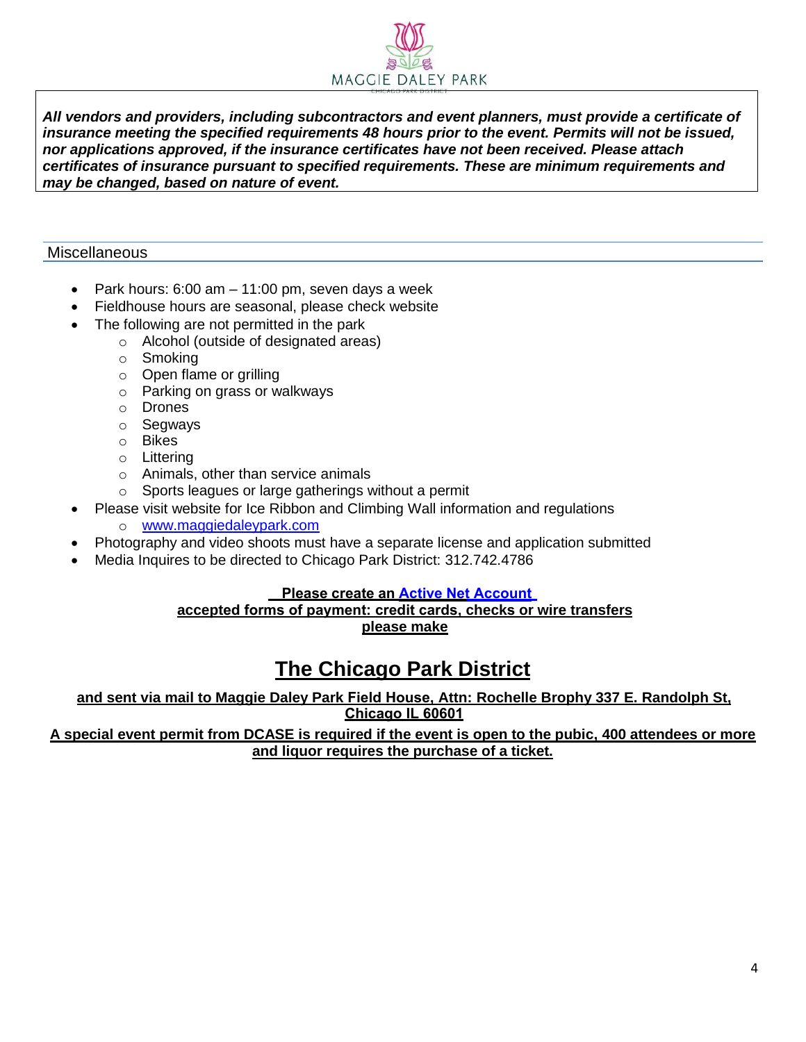MAGGIE DALEY PARK

CHICAGO PARK DISTRICT

***All vendors and providers, including subcontractors and event planners, must provide a certificate of insurance meeting the specified requirements 48 hours prior to the event. Permits will not be issued, nor applications approved, if the insurance certificates have not been received. Please attach certificates of insurance pursuant to specified requirements. These are minimum requirements and may be changed, based on nature of event.***

## Miscellaneous

- Park hours: 6:00 am – 11:00 pm, seven days a week
- Fieldhouse hours are seasonal, please check website
- The following are not permitted in the park
  - Alcohol (outside of designated areas)
  - Smoking
  - Open flame or grilling
  - Parking on grass or walkways
  - Drones
  - Segways
  - Bikes
  - Littering
  - Animals, other than service animals
  - Sports leagues or large gatherings without a permit
- Please visit website for Ice Ribbon and Climbing Wall information and regulations
  - [www.maggiedaleypark.com](http://www.maggiedaleypark.com)
- Photography and video shoots must have a separate license and application submitted
- Media Inquires to be directed to Chicago Park District: 312.742.4786

**Please create an Active Net Account**
**accepted forms of payment: credit cards, checks or wire transfers**
**please make**

# The Chicago Park District

**and sent via mail to Maggie Daley Park Field House, Attn: Rochelle Brophy 337 E. Randolph St, Chicago IL 60601**

**A special event permit from DCASE is required if the event is open to the pubic, 400 attendees or more and liquor requires the purchase of a ticket.**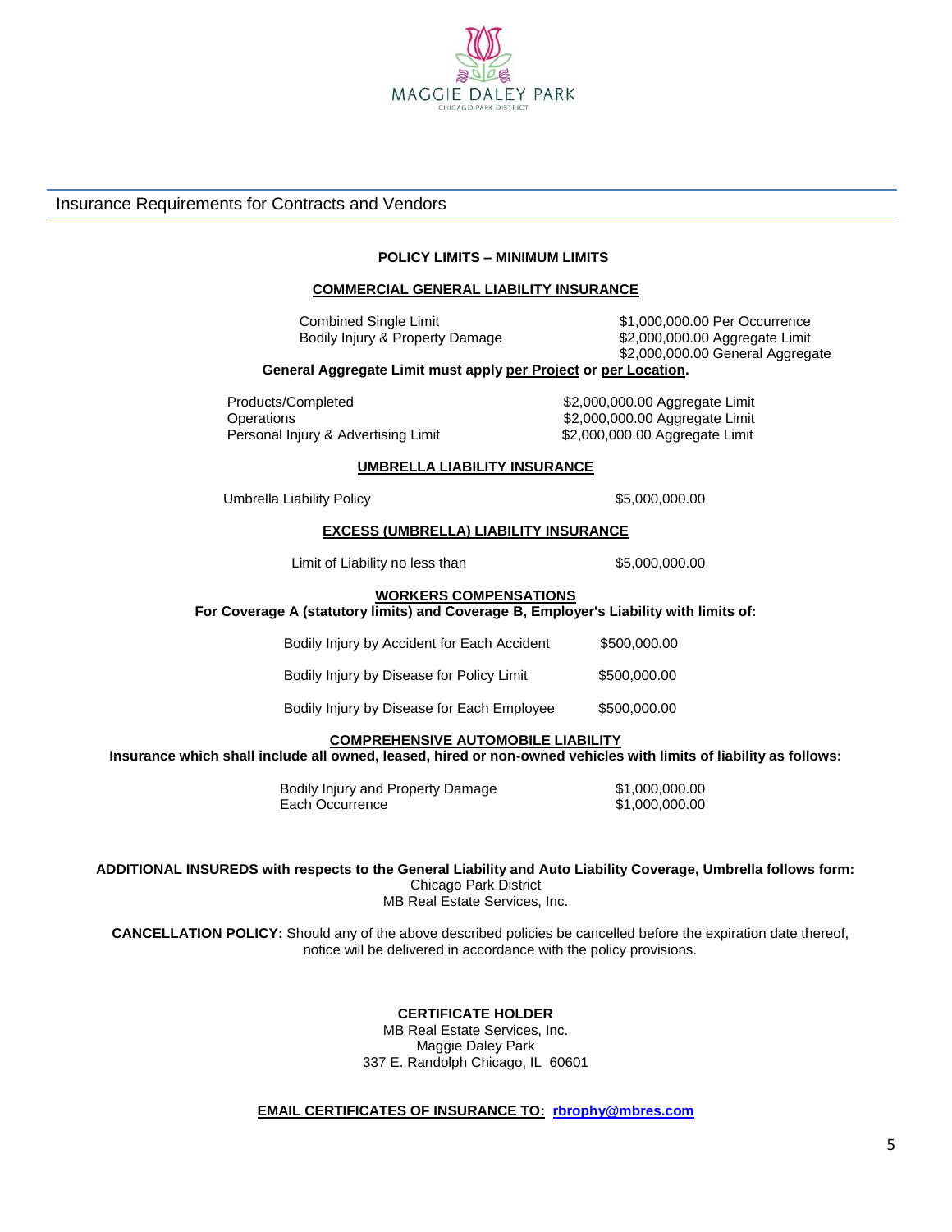MAGGIE DALEY PARK
CHICAGO PARK DISTRICT

## Insurance Requirements for Contracts and Vendors

**POLICY LIMITS – MINIMUM LIMITS**

**COMMERCIAL GENERAL LIABILITY INSURANCE**

| | |
|---|---|
| Combined Single Limit | $1,000,000.00 Per Occurrence |
| Bodily Injury & Property Damage | $2,000,000.00 Aggregate Limit |
| | $2,000,000.00 General Aggregate |

**General Aggregate Limit must apply per Project or per Location.**

| | |
|---|---|
| Products/Completed | $2,000,000.00 Aggregate Limit |
| Operations | $2,000,000.00 Aggregate Limit |
| Personal Injury & Advertising Limit | $2,000,000.00 Aggregate Limit |

**UMBRELLA LIABILITY INSURANCE**

| | |
|---|---|
| Umbrella Liability Policy | $5,000,000.00 |

**EXCESS (UMBRELLA) LIABILITY INSURANCE**

| | |
|---|---|
| Limit of Liability no less than | $5,000,000.00 |

**WORKERS COMPENSATIONS**

**For Coverage A (statutory limits) and Coverage B, Employer's Liability with limits of:**

| | |
|---|---|
| Bodily Injury by Accident for Each Accident | $500,000.00 |
| Bodily Injury by Disease for Policy Limit | $500,000.00 |
| Bodily Injury by Disease for Each Employee | $500,000.00 |

**COMPREHENSIVE AUTOMOBILE LIABILITY**

**Insurance which shall include all owned, leased, hired or non-owned vehicles with limits of liability as follows:**

| | |
|---|---|
| Bodily Injury and Property Damage | $1,000,000.00 |
| Each Occurrence | $1,000,000.00 |

**ADDITIONAL INSUREDS with respects to the General Liability and Auto Liability Coverage, Umbrella follows form:**
Chicago Park District
MB Real Estate Services, Inc.

**CANCELLATION POLICY:** Should any of the above described policies be cancelled before the expiration date thereof, notice will be delivered in accordance with the policy provisions.

**CERTIFICATE HOLDER**
MB Real Estate Services, Inc.
Maggie Daley Park
337 E. Randolph Chicago, IL 60601

**EMAIL CERTIFICATES OF INSURANCE TO: rbrophy@mbres.com**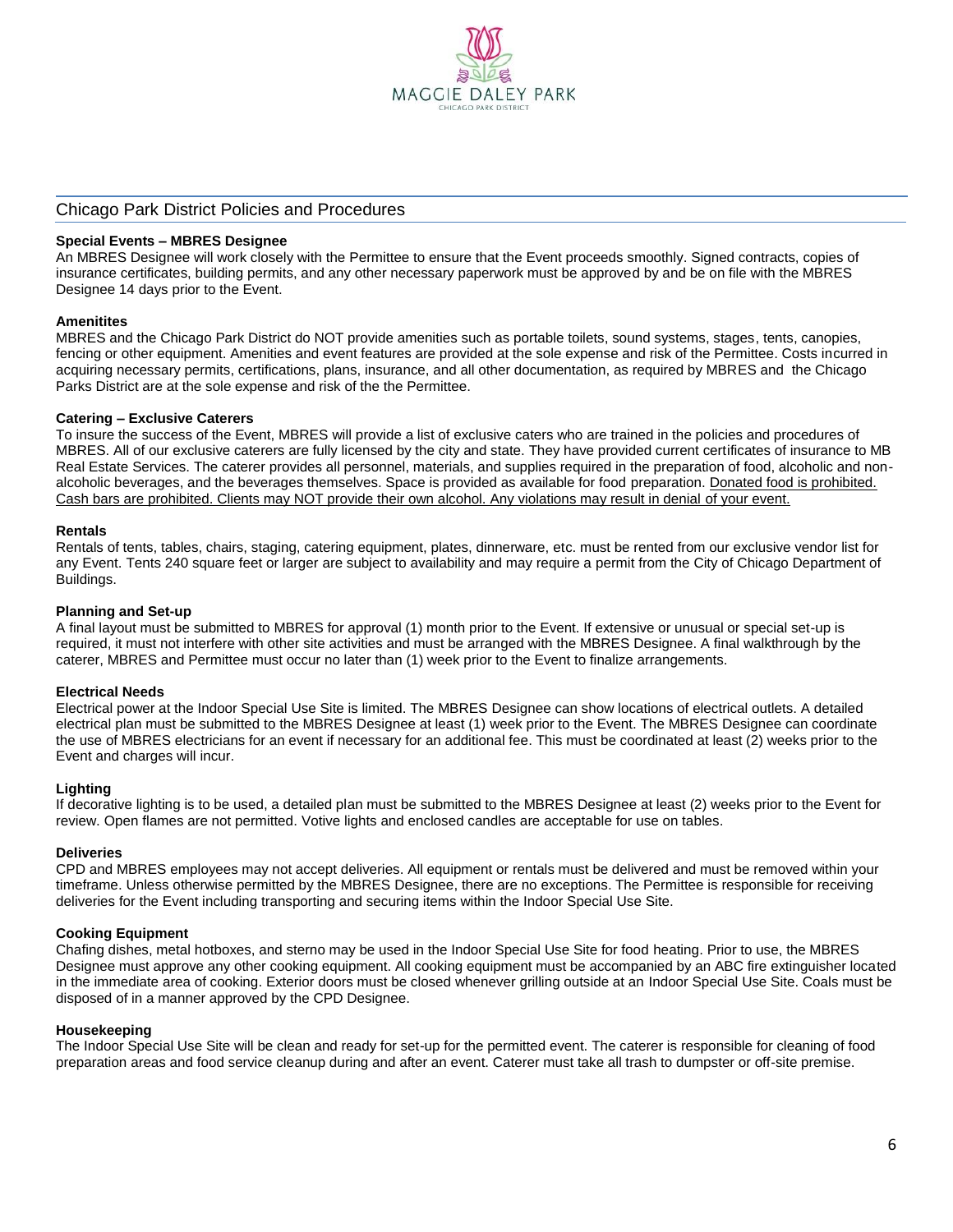## Chicago Park District Policies and Procedures

**Special Events – MBRES Designee**

An MBRES Designee will work closely with the Permittee to ensure that the Event proceeds smoothly. Signed contracts, copies of insurance certificates, building permits, and any other necessary paperwork must be approved by and be on file with the MBRES Designee 14 days prior to the Event.

**Amenitites**

MBRES and the Chicago Park District do NOT provide amenities such as portable toilets, sound systems, stages, tents, canopies, fencing or other equipment. Amenities and event features are provided at the sole expense and risk of the Permittee. Costs incurred in acquiring necessary permits, certifications, plans, insurance, and all other documentation, as required by MBRES and the Chicago Parks District are at the sole expense and risk of the the Permittee.

**Catering – Exclusive Caterers**

To insure the success of the Event, MBRES will provide a list of exclusive caters who are trained in the policies and procedures of MBRES. All of our exclusive caterers are fully licensed by the city and state. They have provided current certificates of insurance to MB Real Estate Services. The caterer provides all personnel, materials, and supplies required in the preparation of food, alcoholic and non-alcoholic beverages, and the beverages themselves. Space is provided as available for food preparation. Donated food is prohibited. Cash bars are prohibited. Clients may NOT provide their own alcohol. Any violations may result in denial of your event.

**Rentals**

Rentals of tents, tables, chairs, staging, catering equipment, plates, dinnerware, etc. must be rented from our exclusive vendor list for any Event. Tents 240 square feet or larger are subject to availability and may require a permit from the City of Chicago Department of Buildings.

**Planning and Set-up**

A final layout must be submitted to MBRES for approval (1) month prior to the Event. If extensive or unusual or special set-up is required, it must not interfere with other site activities and must be arranged with the MBRES Designee. A final walkthrough by the caterer, MBRES and Permittee must occur no later than (1) week prior to the Event to finalize arrangements.

**Electrical Needs**

Electrical power at the Indoor Special Use Site is limited. The MBRES Designee can show locations of electrical outlets. A detailed electrical plan must be submitted to the MBRES Designee at least (1) week prior to the Event. The MBRES Designee can coordinate the use of MBRES electricians for an event if necessary for an additional fee. This must be coordinated at least (2) weeks prior to the Event and charges will incur.

**Lighting**

If decorative lighting is to be used, a detailed plan must be submitted to the MBRES Designee at least (2) weeks prior to the Event for review. Open flames are not permitted. Votive lights and enclosed candles are acceptable for use on tables.

**Deliveries**

CPD and MBRES employees may not accept deliveries. All equipment or rentals must be delivered and must be removed within your timeframe. Unless otherwise permitted by the MBRES Designee, there are no exceptions. The Permittee is responsible for receiving deliveries for the Event including transporting and securing items within the Indoor Special Use Site.

**Cooking Equipment**

Chafing dishes, metal hotboxes, and sterno may be used in the Indoor Special Use Site for food heating. Prior to use, the MBRES Designee must approve any other cooking equipment. All cooking equipment must be accompanied by an ABC fire extinguisher located in the immediate area of cooking. Exterior doors must be closed whenever grilling outside at an Indoor Special Use Site. Coals must be disposed of in a manner approved by the CPD Designee.

**Housekeeping**

The Indoor Special Use Site will be clean and ready for set-up for the permitted event. The caterer is responsible for cleaning of food preparation areas and food service cleanup during and after an event. Caterer must take all trash to dumpster or off-site premise.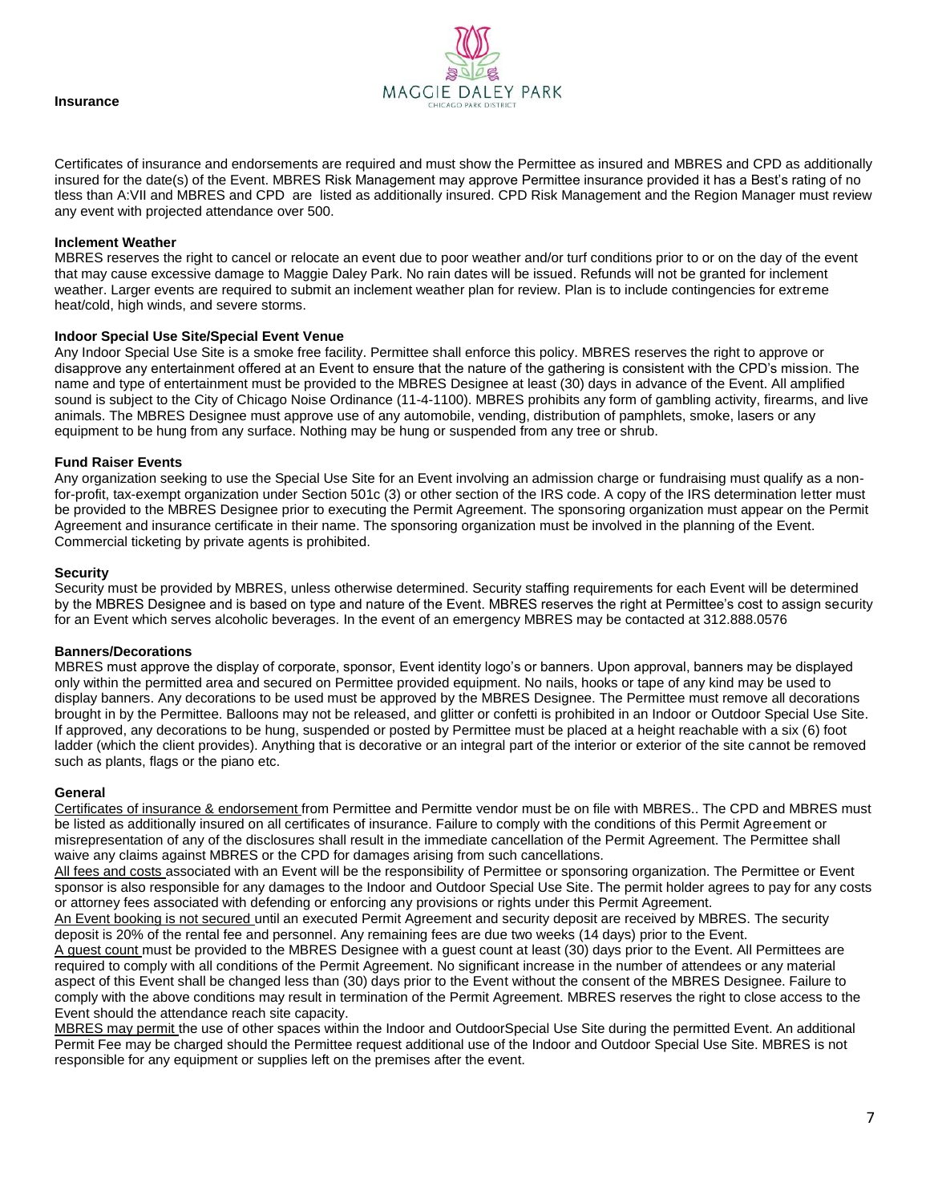**Insurance**

Certificates of insurance and endorsements are required and must show the Permittee as insured and MBRES and CPD as additionally insured for the date(s) of the Event. MBRES Risk Management may approve Permittee insurance provided it has a Best's rating of no tless than A:VII and MBRES and CPD are listed as additionally insured. CPD Risk Management and the Region Manager must review any event with projected attendance over 500.

**Inclement Weather**

MBRES reserves the right to cancel or relocate an event due to poor weather and/or turf conditions prior to or on the day of the event that may cause excessive damage to Maggie Daley Park. No rain dates will be issued. Refunds will not be granted for inclement weather. Larger events are required to submit an inclement weather plan for review. Plan is to include contingencies for extreme heat/cold, high winds, and severe storms.

**Indoor Special Use Site/Special Event Venue**

Any Indoor Special Use Site is a smoke free facility. Permittee shall enforce this policy. MBRES reserves the right to approve or disapprove any entertainment offered at an Event to ensure that the nature of the gathering is consistent with the CPD's mission. The name and type of entertainment must be provided to the MBRES Designee at least (30) days in advance of the Event. All amplified sound is subject to the City of Chicago Noise Ordinance (11-4-1100). MBRES prohibits any form of gambling activity, firearms, and live animals. The MBRES Designee must approve use of any automobile, vending, distribution of pamphlets, smoke, lasers or any equipment to be hung from any surface. Nothing may be hung or suspended from any tree or shrub.

**Fund Raiser Events**

Any organization seeking to use the Special Use Site for an Event involving an admission charge or fundraising must qualify as a non-for-profit, tax-exempt organization under Section 501c (3) or other section of the IRS code. A copy of the IRS determination letter must be provided to the MBRES Designee prior to executing the Permit Agreement. The sponsoring organization must appear on the Permit Agreement and insurance certificate in their name. The sponsoring organization must be involved in the planning of the Event. Commercial ticketing by private agents is prohibited.

**Security**

Security must be provided by MBRES, unless otherwise determined. Security staffing requirements for each Event will be determined by the MBRES Designee and is based on type and nature of the Event. MBRES reserves the right at Permittee's cost to assign security for an Event which serves alcoholic beverages. In the event of an emergency MBRES may be contacted at 312.888.0576

**Banners/Decorations**

MBRES must approve the display of corporate, sponsor, Event identity logo's or banners. Upon approval, banners may be displayed only within the permitted area and secured on Permittee provided equipment. No nails, hooks or tape of any kind may be used to display banners. Any decorations to be used must be approved by the MBRES Designee. The Permittee must remove all decorations brought in by the Permittee. Balloons may not be released, and glitter or confetti is prohibited in an Indoor or Outdoor Special Use Site. If approved, any decorations to be hung, suspended or posted by Permittee must be placed at a height reachable with a six (6) foot ladder (which the client provides). Anything that is decorative or an integral part of the interior or exterior of the site cannot be removed such as plants, flags or the piano etc.

**General**

Certificates of insurance & endorsement from Permittee and Permitte vendor must be on file with MBRES.. The CPD and MBRES must be listed as additionally insured on all certificates of insurance. Failure to comply with the conditions of this Permit Agreement or misrepresentation of any of the disclosures shall result in the immediate cancellation of the Permit Agreement. The Permittee shall waive any claims against MBRES or the CPD for damages arising from such cancellations.

All fees and costs associated with an Event will be the responsibility of Permittee or sponsoring organization. The Permittee or Event sponsor is also responsible for any damages to the Indoor and Outdoor Special Use Site. The permit holder agrees to pay for any costs or attorney fees associated with defending or enforcing any provisions or rights under this Permit Agreement.

An Event booking is not secured until an executed Permit Agreement and security deposit are received by MBRES. The security deposit is 20% of the rental fee and personnel. Any remaining fees are due two weeks (14 days) prior to the Event.

A guest count must be provided to the MBRES Designee with a guest count at least (30) days prior to the Event. All Permittees are required to comply with all conditions of the Permit Agreement. No significant increase in the number of attendees or any material aspect of this Event shall be changed less than (30) days prior to the Event without the consent of the MBRES Designee. Failure to comply with the above conditions may result in termination of the Permit Agreement. MBRES reserves the right to close access to the Event should the attendance reach site capacity.

MBRES may permit the use of other spaces within the Indoor and OutdoorSpecial Use Site during the permitted Event. An additional Permit Fee may be charged should the Permittee request additional use of the Indoor and Outdoor Special Use Site. MBRES is not responsible for any equipment or supplies left on the premises after the event.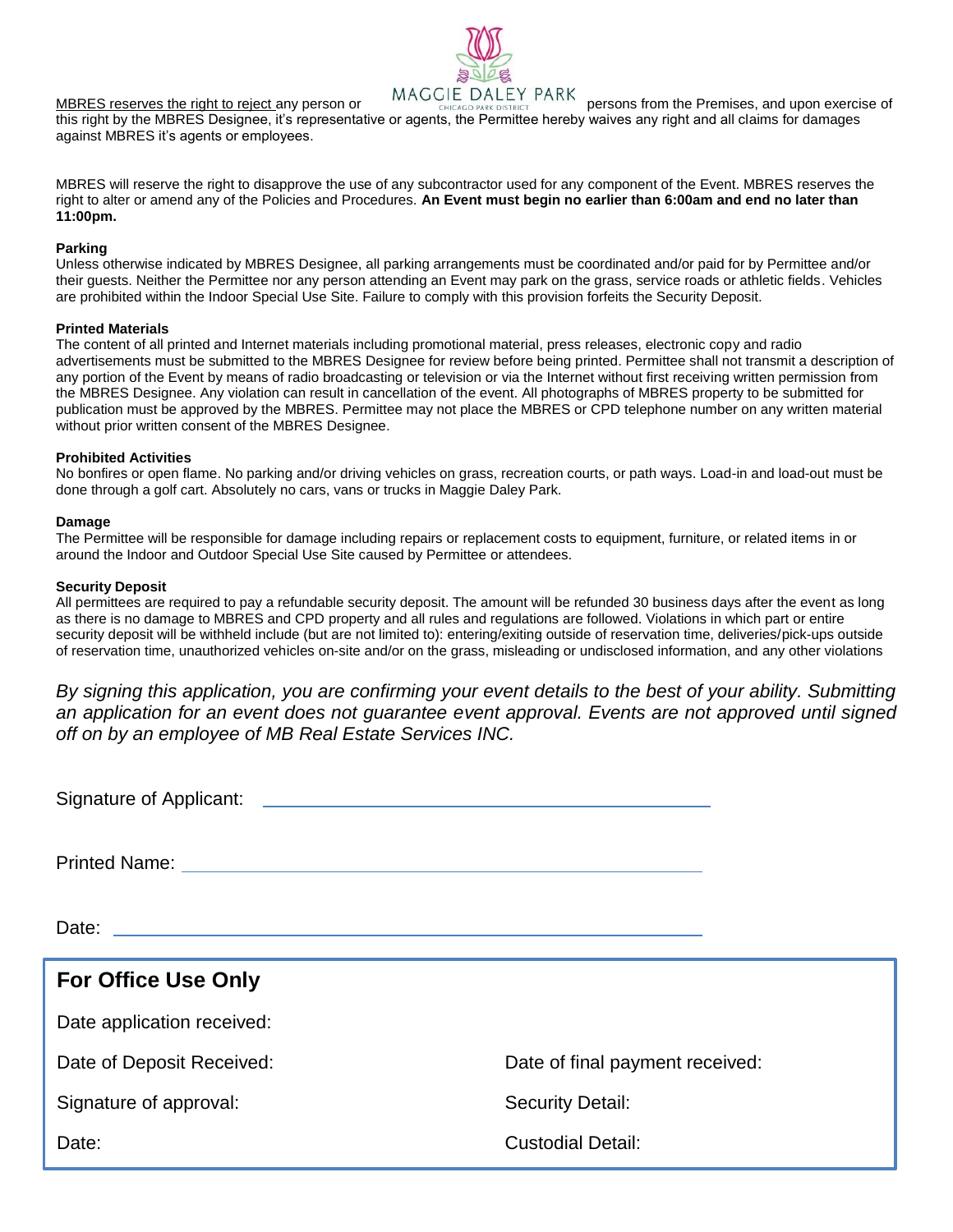MBRES reserves the right to reject any person or persons from the Premises, and upon exercise of this right by the MBRES Designee, it's representative or agents, the Permittee hereby waives any right and all claims for damages against MBRES it's agents or employees.

MBRES will reserve the right to disapprove the use of any subcontractor used for any component of the Event. MBRES reserves the right to alter or amend any of the Policies and Procedures. **An Event must begin no earlier than 6:00am and end no later than 11:00pm.**

**Parking**

Unless otherwise indicated by MBRES Designee, all parking arrangements must be coordinated and/or paid for by Permittee and/or their guests. Neither the Permittee nor any person attending an Event may park on the grass, service roads or athletic fields. Vehicles are prohibited within the Indoor Special Use Site. Failure to comply with this provision forfeits the Security Deposit.

**Printed Materials**

The content of all printed and Internet materials including promotional material, press releases, electronic copy and radio advertisements must be submitted to the MBRES Designee for review before being printed. Permittee shall not transmit a description of any portion of the Event by means of radio broadcasting or television or via the Internet without first receiving written permission from the MBRES Designee. Any violation can result in cancellation of the event. All photographs of MBRES property to be submitted for publication must be approved by the MBRES. Permittee may not place the MBRES or CPD telephone number on any written material without prior written consent of the MBRES Designee.

**Prohibited Activities**

No bonfires or open flame. No parking and/or driving vehicles on grass, recreation courts, or path ways. Load-in and load-out must be done through a golf cart. Absolutely no cars, vans or trucks in Maggie Daley Park.

**Damage**

The Permittee will be responsible for damage including repairs or replacement costs to equipment, furniture, or related items in or around the Indoor and Outdoor Special Use Site caused by Permittee or attendees.

**Security Deposit**

All permittees are required to pay a refundable security deposit. The amount will be refunded 30 business days after the event as long as there is no damage to MBRES and CPD property and all rules and regulations are followed. Violations in which part or entire security deposit will be withheld include (but are not limited to): entering/exiting outside of reservation time, deliveries/pick-ups outside of reservation time, unauthorized vehicles on-site and/or on the grass, misleading or undisclosed information, and any other violations

*By signing this application, you are confirming your event details to the best of your ability. Submitting an application for an event does not guarantee event approval. Events are not approved until signed off on by an employee of MB Real Estate Services INC.*

Signature of Applicant: ______________________________

Printed Name: ______________________________

Date: ______________________________

## For Office Use Only

Date application received:

Date of Deposit Received:

Date of final payment received:

Signature of approval:

Security Detail:

Date:

Custodial Detail: